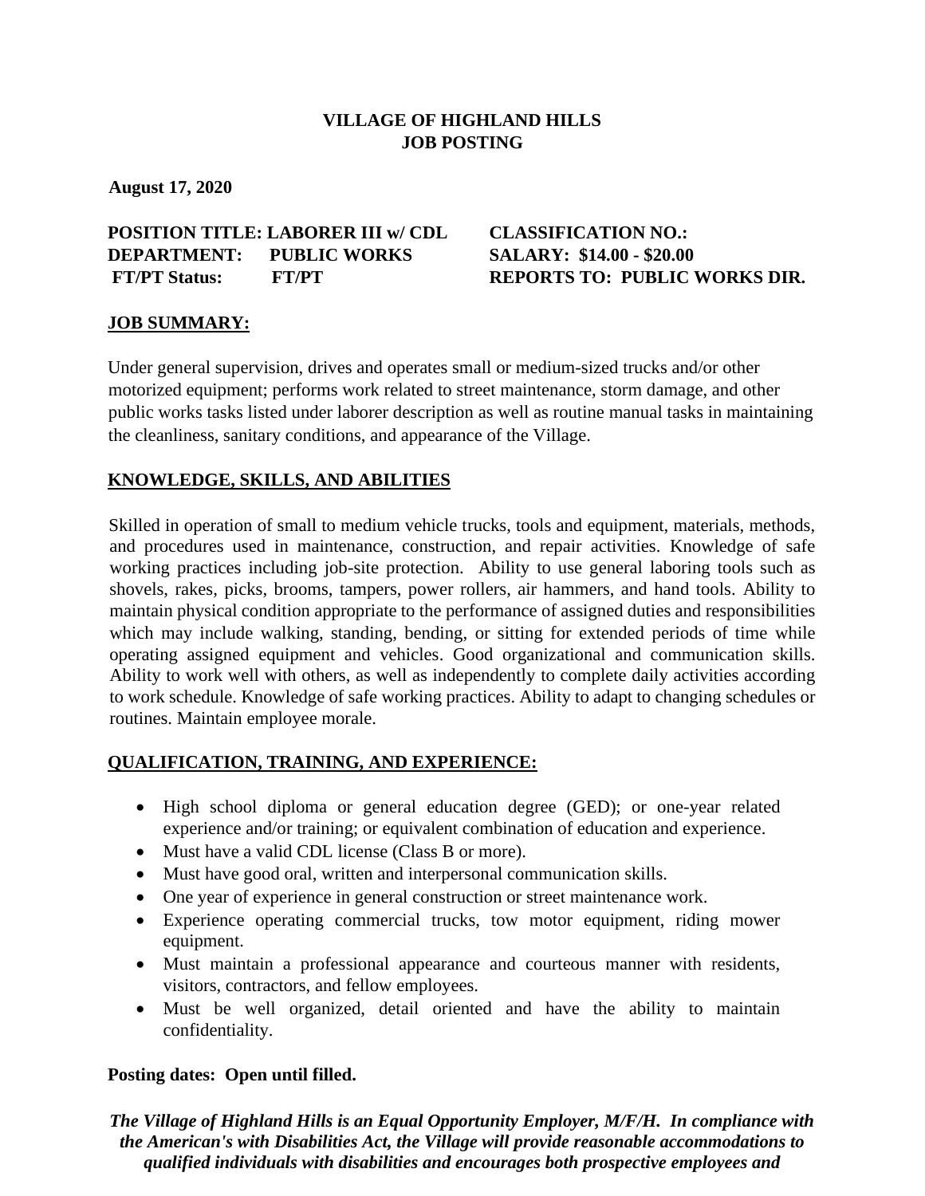**VILLAGE OF HIGHLAND HILLS**
**JOB POSTING**

**August 17, 2020**

**POSITION TITLE: LABORER III w/ CDL** **CLASSIFICATION NO.:**
**DEPARTMENT: PUBLIC WORKS** **SALARY: $14.00 - $20.00**
**FT/PT Status: FT/PT** **REPORTS TO: PUBLIC WORKS DIR.**

## JOB SUMMARY:

Under general supervision, drives and operates small or medium-sized trucks and/or other motorized equipment; performs work related to street maintenance, storm damage, and other public works tasks listed under laborer description as well as routine manual tasks in maintaining the cleanliness, sanitary conditions, and appearance of the Village.

## KNOWLEDGE, SKILLS, AND ABILITIES

Skilled in operation of small to medium vehicle trucks, tools and equipment, materials, methods, and procedures used in maintenance, construction, and repair activities. Knowledge of safe working practices including job-site protection. Ability to use general laboring tools such as shovels, rakes, picks, brooms, tampers, power rollers, air hammers, and hand tools. Ability to maintain physical condition appropriate to the performance of assigned duties and responsibilities which may include walking, standing, bending, or sitting for extended periods of time while operating assigned equipment and vehicles. Good organizational and communication skills. Ability to work well with others, as well as independently to complete daily activities according to work schedule. Knowledge of safe working practices. Ability to adapt to changing schedules or routines. Maintain employee morale.

## QUALIFICATION, TRAINING, AND EXPERIENCE:

- High school diploma or general education degree (GED); or one-year related experience and/or training; or equivalent combination of education and experience.
- Must have a valid CDL license (Class B or more).
- Must have good oral, written and interpersonal communication skills.
- One year of experience in general construction or street maintenance work.
- Experience operating commercial trucks, tow motor equipment, riding mower equipment.
- Must maintain a professional appearance and courteous manner with residents, visitors, contractors, and fellow employees.
- Must be well organized, detail oriented and have the ability to maintain confidentiality.

**Posting dates: Open until filled.**

***The Village of Highland Hills is an Equal Opportunity Employer, M/F/H. In compliance with the American's with Disabilities Act, the Village will provide reasonable accommodations to qualified individuals with disabilities and encourages both prospective employees and***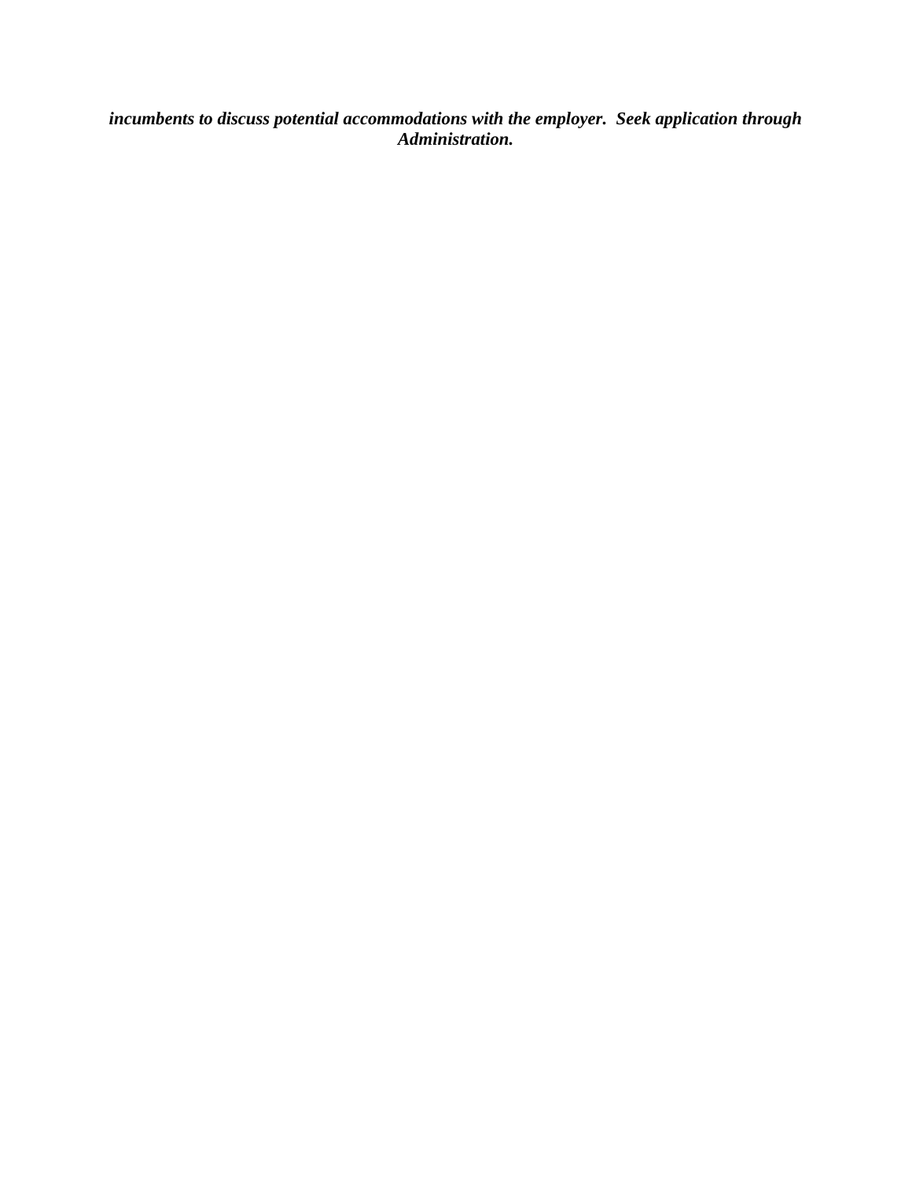***incumbents to discuss potential accommodations with the employer. Seek application through Administration.***